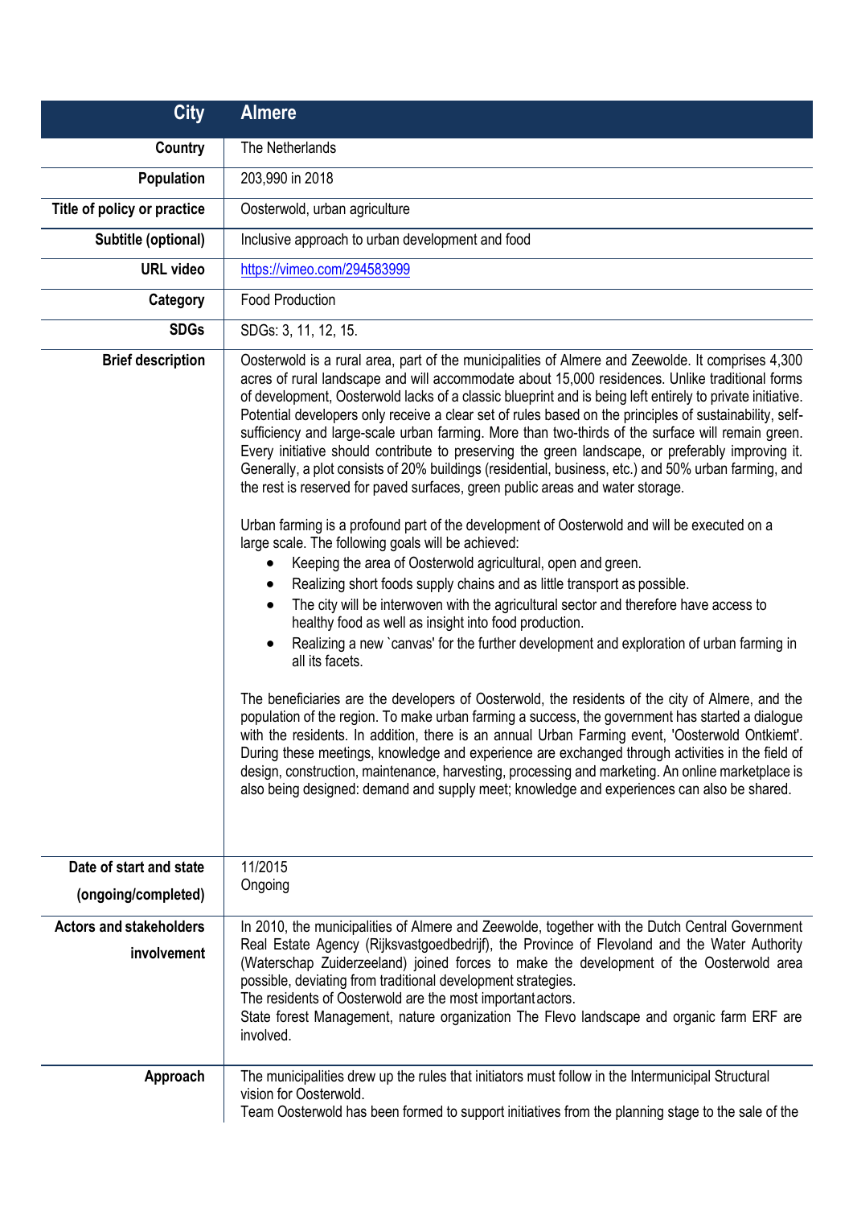| City | Almere |
| --- | --- |
| Country | The Netherlands |
| Population | 203,990 in 2018 |
| Title of policy or practice | Oosterwold, urban agriculture |
| Subtitle (optional) | Inclusive approach to urban development and food |
| URL video | https://vimeo.com/294583999 |
| Category | Food Production |
| SDGs | SDGs: 3, 11, 12, 15. |
| Brief description | Oosterwold is a rural area, part of the municipalities of Almere and Zeewolde. It comprises 4,300 acres of rural landscape and will accommodate about 15,000 residences. Unlike traditional forms of development, Oosterwold lacks of a classic blueprint and is being left entirely to private initiative. Potential developers only receive a clear set of rules based on the principles of sustainability, self-sufficiency and large-scale urban farming. More than two-thirds of the surface will remain green. Every initiative should contribute to preserving the green landscape, or preferably improving it. Generally, a plot consists of 20% buildings (residential, business, etc.) and 50% urban farming, and the rest is reserved for paved surfaces, green public areas and water storage.<br><br>Urban farming is a profound part of the development of Oosterwold and will be executed on a large scale. The following goals will be achieved:<br>• Keeping the area of Oosterwold agricultural, open and green.<br>• Realizing short foods supply chains and as little transport as possible.<br>• The city will be interwoven with the agricultural sector and therefore have access to healthy food as well as insight into food production.<br>• Realizing a new `canvas' for the further development and exploration of urban farming in all its facets.<br><br>The beneficiaries are the developers of Oosterwold, the residents of the city of Almere, and the population of the region. To make urban farming a success, the government has started a dialogue with the residents. In addition, there is an annual Urban Farming event, 'Oosterwold Ontkiemt'. During these meetings, knowledge and experience are exchanged through activities in the field of design, construction, maintenance, harvesting, processing and marketing. An online marketplace is also being designed: demand and supply meet; knowledge and experiences can also be shared. |
| Date of start and state (ongoing/completed) | 11/2015<br>Ongoing |
| Actors and stakeholders involvement | In 2010, the municipalities of Almere and Zeewolde, together with the Dutch Central Government Real Estate Agency (Rijksvastgoedbedrijf), the Province of Flevoland and the Water Authority (Waterschap Zuiderzeeland) joined forces to make the development of the Oosterwold area possible, deviating from traditional development strategies.<br>The residents of Oosterwold are the most important actors.<br>State forest Management, nature organization The Flevo landscape and organic farm ERF are involved. |
| Approach | The municipalities drew up the rules that initiators must follow in the Intermunicipal Structural vision for Oosterwold.<br>Team Oosterwold has been formed to support initiatives from the planning stage to the sale of the |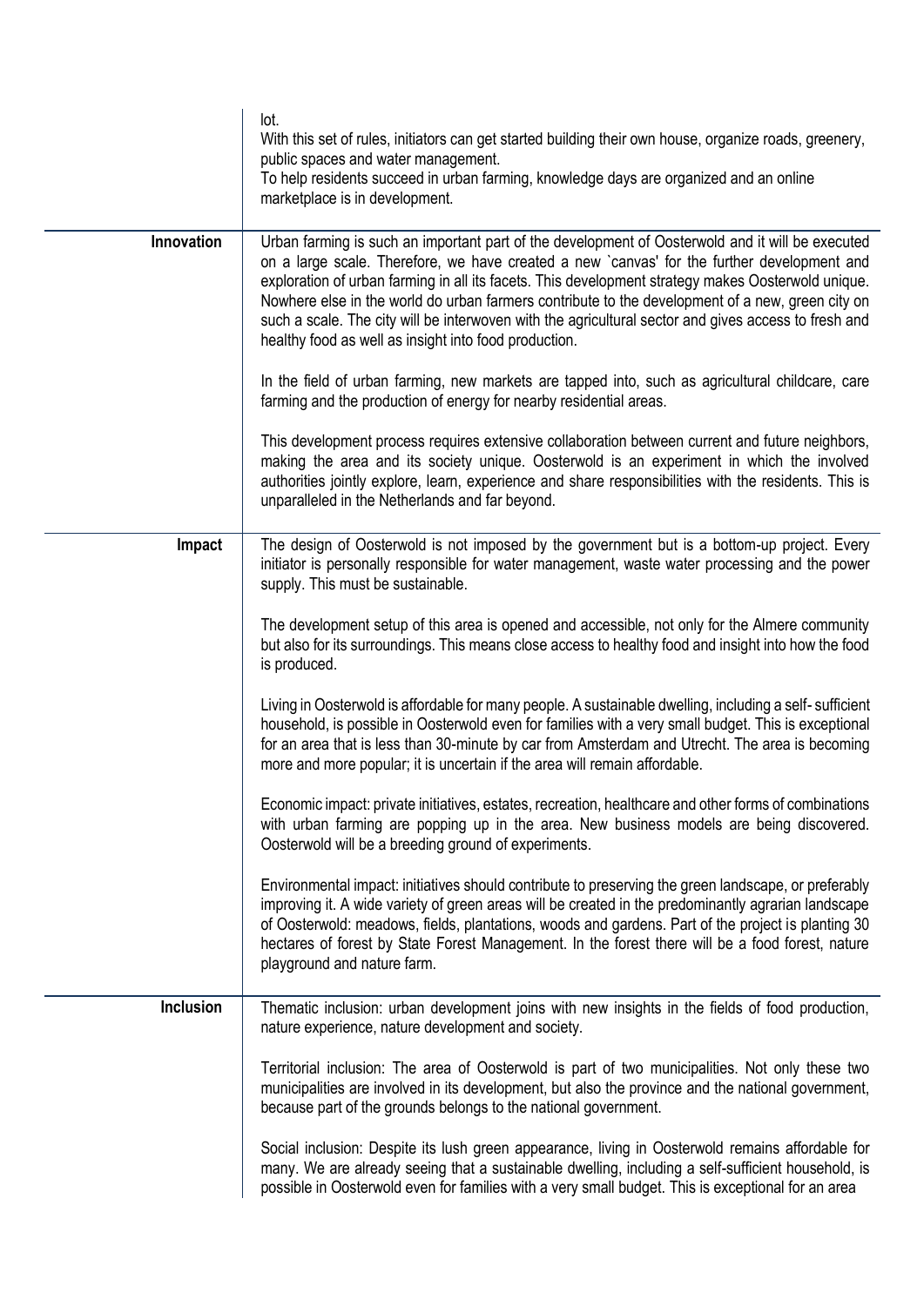| | |
|---|---|
| | lot.<br>With this set of rules, initiators can get started building their own house, organize roads, greenery, public spaces and water management.<br>To help residents succeed in urban farming, knowledge days are organized and an online marketplace is in development. |
| **Innovation** | Urban farming is such an important part of the development of Oosterwold and it will be executed on a large scale. Therefore, we have created a new `canvas' for the further development and exploration of urban farming in all its facets. This development strategy makes Oosterwold unique. Nowhere else in the world do urban farmers contribute to the development of a new, green city on such a scale. The city will be interwoven with the agricultural sector and gives access to fresh and healthy food as well as insight into food production.<br><br>In the field of urban farming, new markets are tapped into, such as agricultural childcare, care farming and the production of energy for nearby residential areas.<br><br>This development process requires extensive collaboration between current and future neighbors, making the area and its society unique. Oosterwold is an experiment in which the involved authorities jointly explore, learn, experience and share responsibilities with the residents. This is unparalleled in the Netherlands and far beyond. |
| **Impact** | The design of Oosterwold is not imposed by the government but is a bottom-up project. Every initiator is personally responsible for water management, waste water processing and the power supply. This must be sustainable.<br><br>The development setup of this area is opened and accessible, not only for the Almere community but also for its surroundings. This means close access to healthy food and insight into how the food is produced.<br><br>Living in Oosterwold is affordable for many people. A sustainable dwelling, including a self- sufficient household, is possible in Oosterwold even for families with a very small budget. This is exceptional for an area that is less than 30-minute by car from Amsterdam and Utrecht. The area is becoming more and more popular; it is uncertain if the area will remain affordable.<br><br>Economic impact: private initiatives, estates, recreation, healthcare and other forms of combinations with urban farming are popping up in the area. New business models are being discovered. Oosterwold will be a breeding ground of experiments.<br><br>Environmental impact: initiatives should contribute to preserving the green landscape, or preferably improving it. A wide variety of green areas will be created in the predominantly agrarian landscape of Oosterwold: meadows, fields, plantations, woods and gardens. Part of the project is planting 30 hectares of forest by State Forest Management. In the forest there will be a food forest, nature playground and nature farm. |
| **Inclusion** | Thematic inclusion: urban development joins with new insights in the fields of food production, nature experience, nature development and society.<br><br>Territorial inclusion: The area of Oosterwold is part of two municipalities. Not only these two municipalities are involved in its development, but also the province and the national government, because part of the grounds belongs to the national government.<br><br>Social inclusion: Despite its lush green appearance, living in Oosterwold remains affordable for many. We are already seeing that a sustainable dwelling, including a self-sufficient household, is possible in Oosterwold even for families with a very small budget. This is exceptional for an area |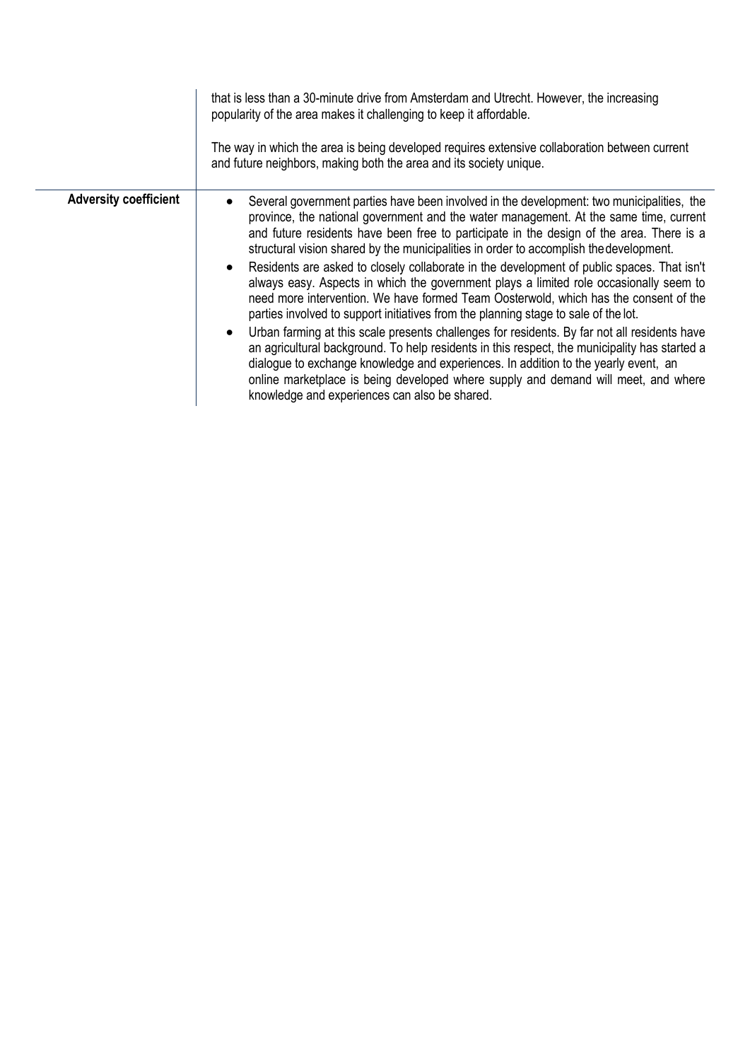| | |
|---|---|
| | that is less than a 30-minute drive from Amsterdam and Utrecht. However, the increasing popularity of the area makes it challenging to keep it affordable.<br><br>The way in which the area is being developed requires extensive collaboration between current and future neighbors, making both the area and its society unique. |
| **Adversity coefficient** | • Several government parties have been involved in the development: two municipalities, the province, the national government and the water management. At the same time, current and future residents have been free to participate in the design of the area. There is a structural vision shared by the municipalities in order to accomplish the development.<br>• Residents are asked to closely collaborate in the development of public spaces. That isn't always easy. Aspects in which the government plays a limited role occasionally seem to need more intervention. We have formed Team Oosterwold, which has the consent of the parties involved to support initiatives from the planning stage to sale of the lot.<br>• Urban farming at this scale presents challenges for residents. By far not all residents have an agricultural background. To help residents in this respect, the municipality has started a dialogue to exchange knowledge and experiences. In addition to the yearly event, an online marketplace is being developed where supply and demand will meet, and where knowledge and experiences can also be shared. |